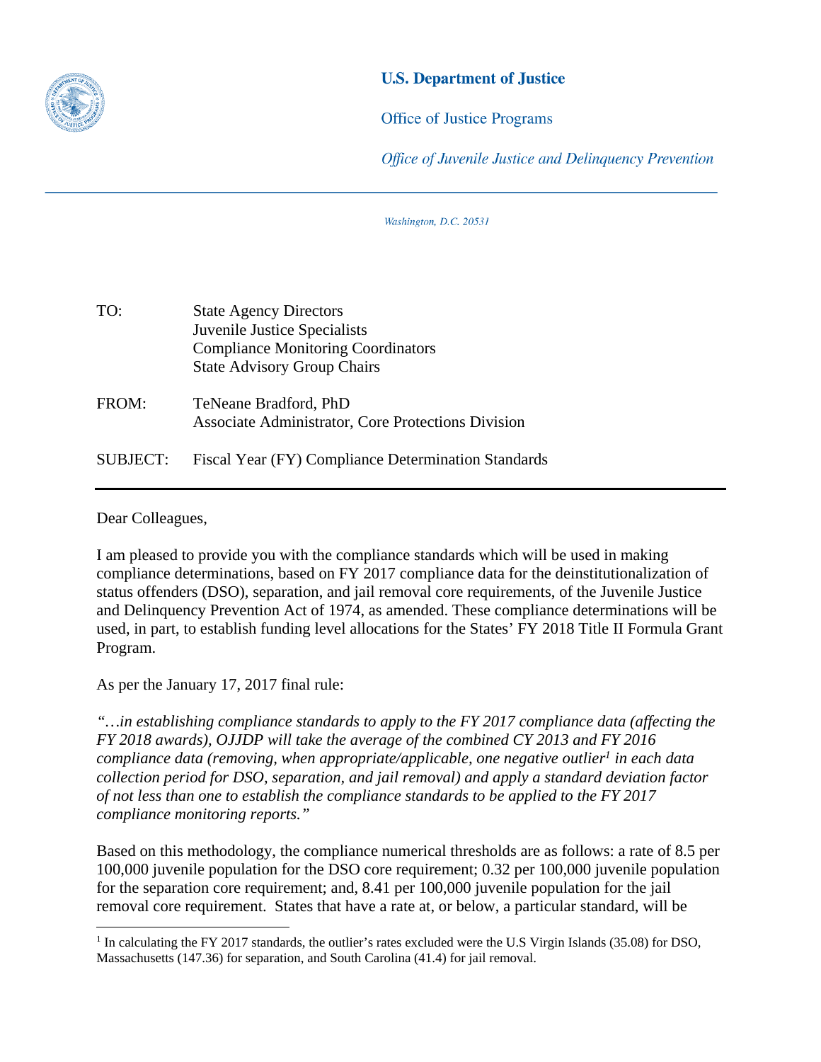**U.S. Department of Justice**

Office of Justice Programs

*Office of Juvenile Justice and Delinquency Prevention*

*Washington, D.C. 20531*

TO: State Agency Directors
Juvenile Justice Specialists
Compliance Monitoring Coordinators
State Advisory Group Chairs

FROM: TeNeane Bradford, PhD
Associate Administrator, Core Protections Division

SUBJECT: Fiscal Year (FY) Compliance Determination Standards

---

Dear Colleagues,

I am pleased to provide you with the compliance standards which will be used in making compliance determinations, based on FY 2017 compliance data for the deinstitutionalization of status offenders (DSO), separation, and jail removal core requirements, of the Juvenile Justice and Delinquency Prevention Act of 1974, as amended. These compliance determinations will be used, in part, to establish funding level allocations for the States' FY 2018 Title II Formula Grant Program.

As per the January 17, 2017 final rule:

*"…in establishing compliance standards to apply to the FY 2017 compliance data (affecting the FY 2018 awards), OJJDP will take the average of the combined CY 2013 and FY 2016 compliance data (removing, when appropriate/applicable, one negative outlier[1] in each data collection period for DSO, separation, and jail removal) and apply a standard deviation factor of not less than one to establish the compliance standards to be applied to the FY 2017 compliance monitoring reports."*

Based on this methodology, the compliance numerical thresholds are as follows: a rate of 8.5 per 100,000 juvenile population for the DSO core requirement; 0.32 per 100,000 juvenile population for the separation core requirement; and, 8.41 per 100,000 juvenile population for the jail removal core requirement. States that have a rate at, or below, a particular standard, will be

---

[1] In calculating the FY 2017 standards, the outlier's rates excluded were the U.S Virgin Islands (35.08) for DSO, Massachusetts (147.36) for separation, and South Carolina (41.4) for jail removal.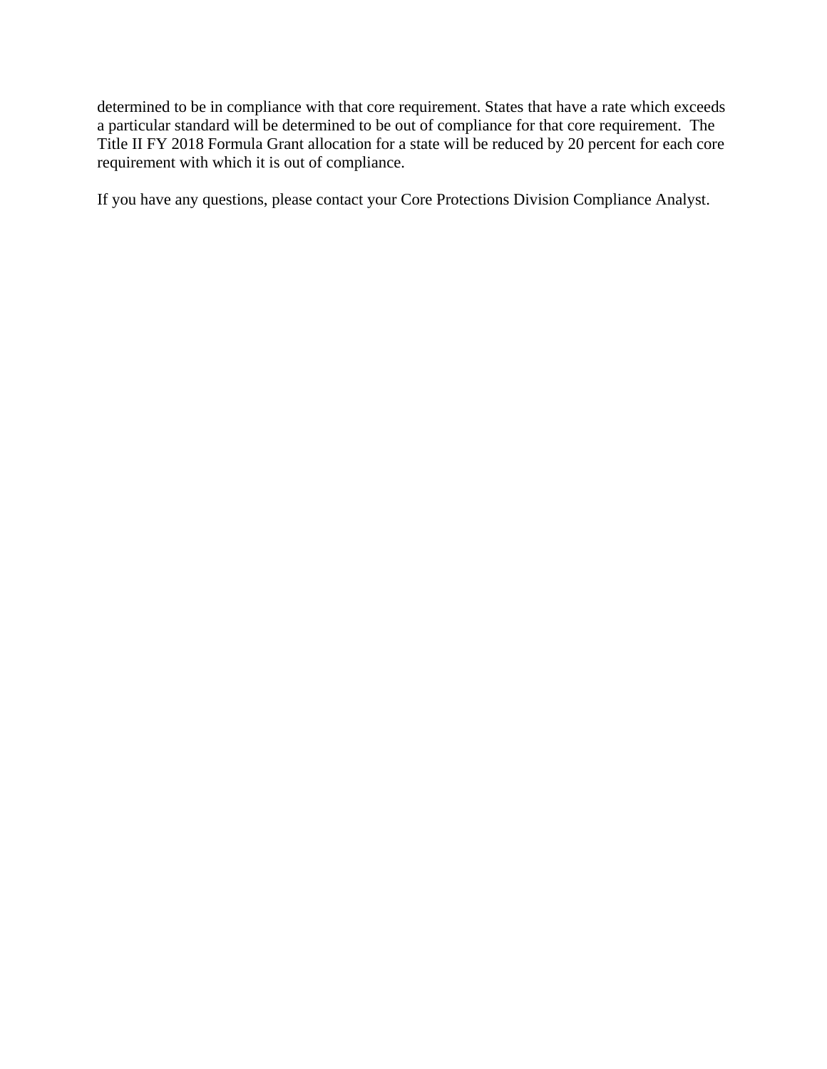determined to be in compliance with that core requirement. States that have a rate which exceeds a particular standard will be determined to be out of compliance for that core requirement. The Title II FY 2018 Formula Grant allocation for a state will be reduced by 20 percent for each core requirement with which it is out of compliance.

If you have any questions, please contact your Core Protections Division Compliance Analyst.